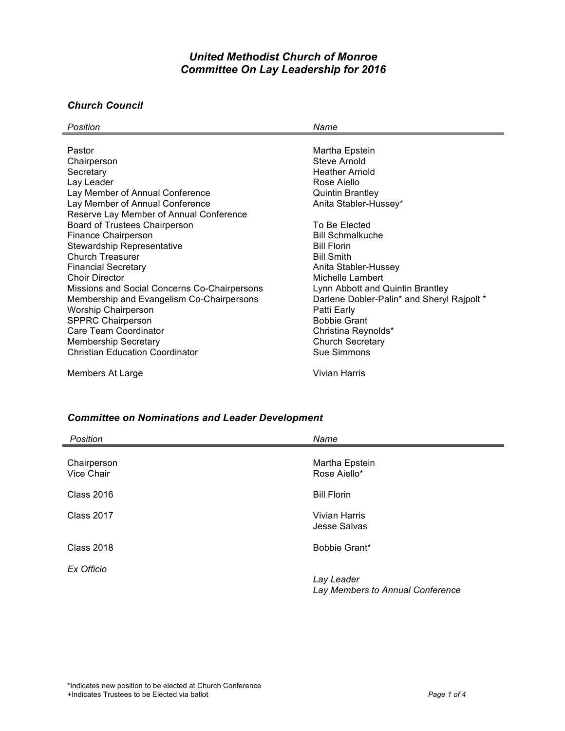# *United Methodist Church of Monroe*
# *Committee On Lay Leadership for 2016*

### *Church Council*

| *Position* | *Name* |
| --- | --- |
| Pastor | Martha Epstein |
| Chairperson | Steve Arnold |
| Secretary | Heather Arnold |
| Lay Leader | Rose Aiello |
| Lay Member of Annual Conference | Quintin Brantley |
| Lay Member of Annual Conference | Anita Stabler-Hussey* |
| Reserve Lay Member of Annual Conference | |
| Board of Trustees Chairperson | To Be Elected |
| Finance Chairperson | Bill Schmalkuche |
| Stewardship Representative | Bill Florin |
| Church Treasurer | Bill Smith |
| Financial Secretary | Anita Stabler-Hussey |
| Choir Director | Michelle Lambert |
| Missions and Social Concerns Co-Chairpersons | Lynn Abbott and Quintin Brantley |
| Membership and Evangelism Co-Chairpersons | Darlene Dobler-Palin* and Sheryl Rajpolt * |
| Worship Chairperson | Patti Early |
| SPPRC Chairperson | Bobbie Grant |
| Care Team Coordinator | Christina Reynolds* |
| Membership Secretary | Church Secretary |
| Christian Education Coordinator | Sue Simmons |
| Members At Large | Vivian Harris |

### *Committee on Nominations and Leader Development*

| *Position* | *Name* |
| --- | --- |
| Chairperson | Martha Epstein |
| Vice Chair | Rose Aiello* |
| Class 2016 | Bill Florin |
| Class 2017 | Vivian Harris |
| | Jesse Salvas |
| Class 2018 | Bobbie Grant* |
| *Ex Officio* | |
| | *Lay Leader* |
| | *Lay Members to Annual Conference* |

*Indicates new position to be elected at Church Conference
+Indicates Trustees to be Elected via ballot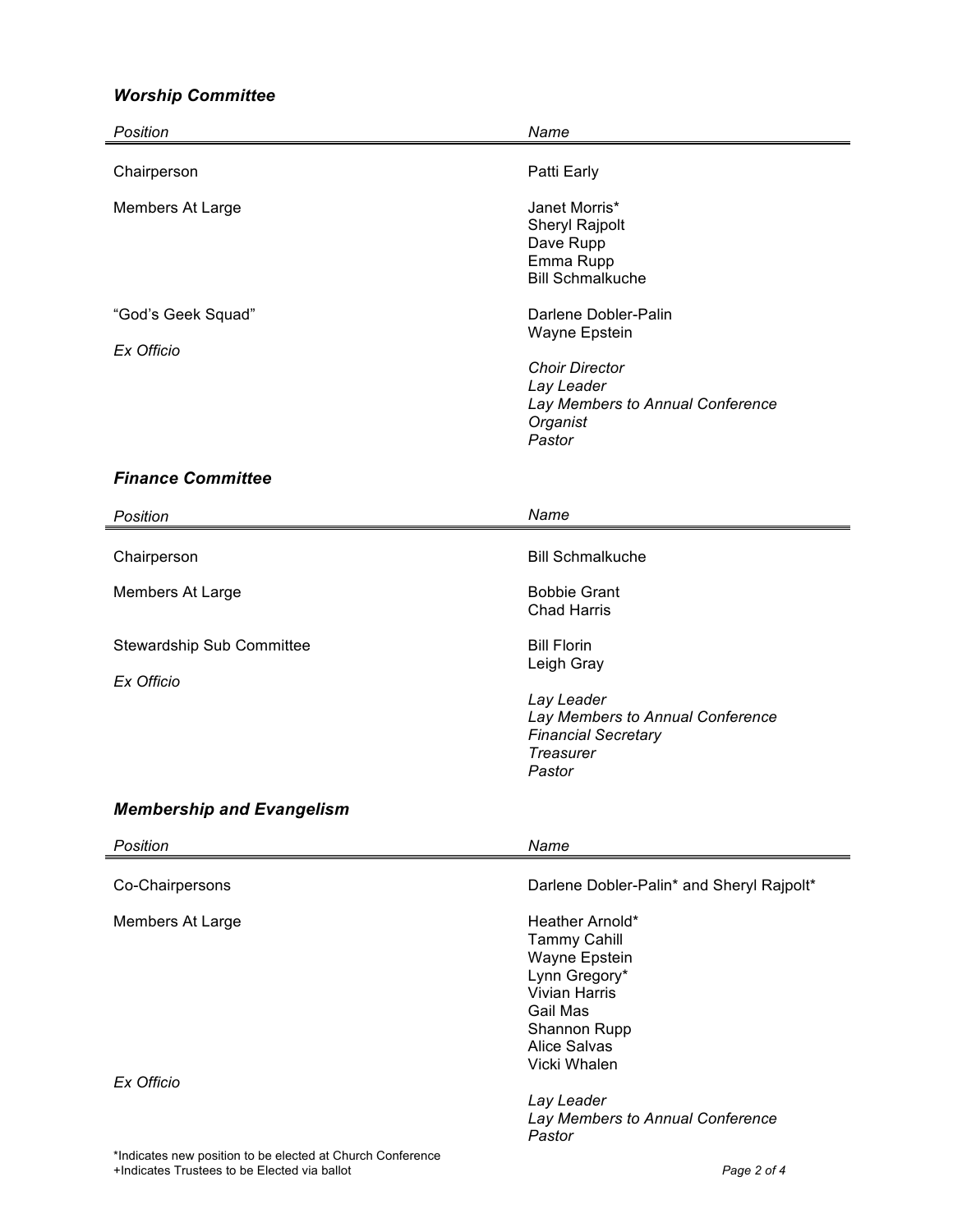### *Worship Committee*

| *Position* | *Name* |
|---|---|
| Chairperson | Patti Early |
| Members At Large | Janet Morris*<br>Sheryl Rajpolt<br>Dave Rupp<br>Emma Rupp<br>Bill Schmalkuche |
| "God's Geek Squad" | Darlene Dobler-Palin<br>Wayne Epstein |
| *Ex Officio* | *Choir Director*<br>*Lay Leader*<br>*Lay Members to Annual Conference*<br>*Organist*<br>*Pastor* |

### *Finance Committee*

| *Position* | *Name* |
|---|---|
| Chairperson | Bill Schmalkuche |
| Members At Large | Bobbie Grant<br>Chad Harris |
| Stewardship Sub Committee | Bill Florin<br>Leigh Gray |
| *Ex Officio* | *Lay Leader*<br>*Lay Members to Annual Conference*<br>*Financial Secretary*<br>*Treasurer*<br>*Pastor* |

### *Membership and Evangelism*

| *Position* | *Name* |
|---|---|
| Co-Chairpersons | Darlene Dobler-Palin* and Sheryl Rajpolt* |
| Members At Large | Heather Arnold*<br>Tammy Cahill<br>Wayne Epstein<br>Lynn Gregory*<br>Vivian Harris<br>Gail Mas<br>Shannon Rupp<br>Alice Salvas<br>Vicki Whalen |
| *Ex Officio* | *Lay Leader*<br>*Lay Members to Annual Conference*<br>*Pastor* |

*Indicates new position to be elected at Church Conference
+Indicates Trustees to be Elected via ballot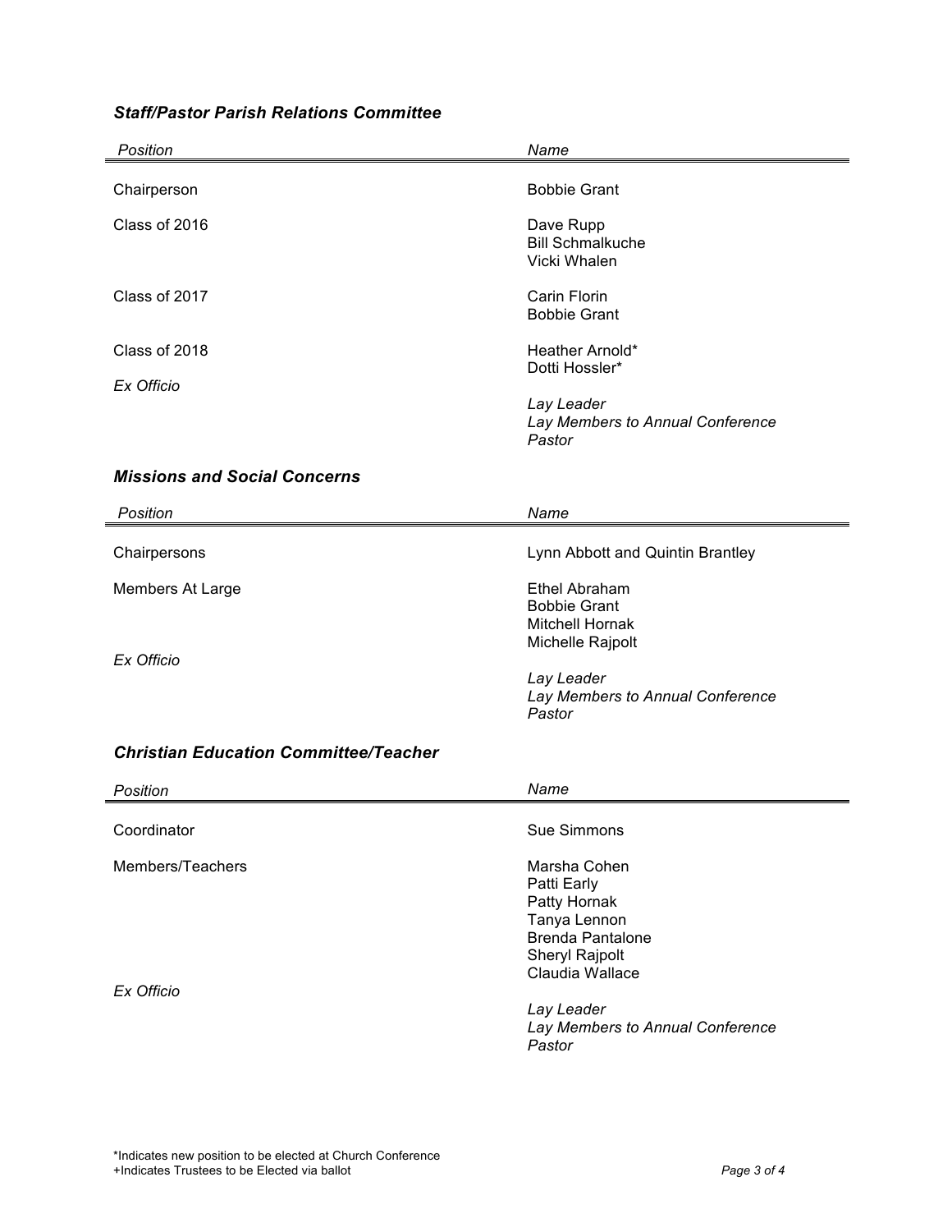### ***Staff/Pastor Parish Relations Committee***

| *Position* | *Name* |
| --- | --- |
| Chairperson | Bobbie Grant |
| Class of 2016 | Dave Rupp<br>Bill Schmalkuche<br>Vicki Whalen |
| Class of 2017 | Carin Florin<br>Bobbie Grant |
| Class of 2018 | Heather Arnold*<br>Dotti Hossler* |
| *Ex Officio* | *Lay Leader*<br>*Lay Members to Annual Conference*<br>*Pastor* |

### ***Missions and Social Concerns***

| *Position* | *Name* |
| --- | --- |
| Chairpersons | Lynn Abbott and Quintin Brantley |
| Members At Large | Ethel Abraham<br>Bobbie Grant<br>Mitchell Hornak<br>Michelle Rajpolt |
| *Ex Officio* | *Lay Leader*<br>*Lay Members to Annual Conference*<br>*Pastor* |

### ***Christian Education Committee/Teacher***

| *Position* | *Name* |
| --- | --- |
| Coordinator | Sue Simmons |
| Members/Teachers | Marsha Cohen<br>Patti Early<br>Patty Hornak<br>Tanya Lennon<br>Brenda Pantalone<br>Sheryl Rajpolt<br>Claudia Wallace |
| *Ex Officio* | *Lay Leader*<br>*Lay Members to Annual Conference*<br>*Pastor* |

*Indicates new position to be elected at Church Conference
+Indicates Trustees to be Elected via ballot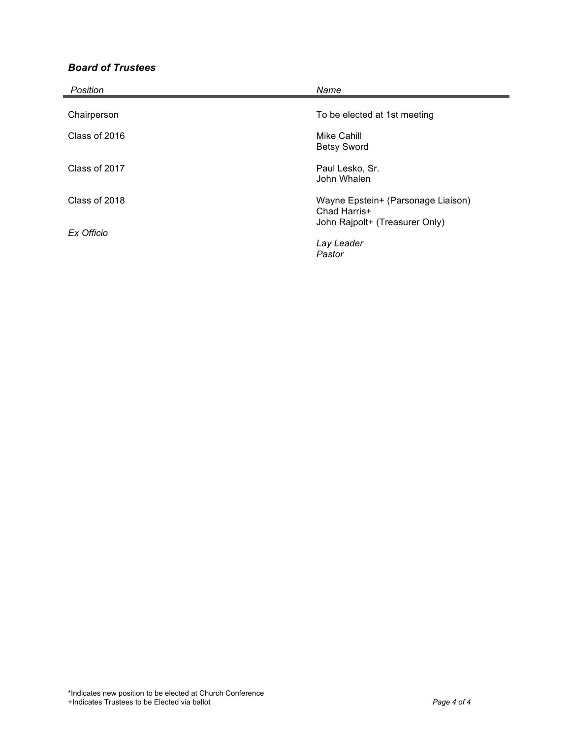### *Board of Trustees*

| *Position* | *Name* |
| --- | --- |
| Chairperson | To be elected at 1st meeting |
| Class of 2016 | Mike Cahill<br>Betsy Sword |
| Class of 2017 | Paul Lesko, Sr.<br>John Whalen |
| Class of 2018 | Wayne Epstein+ (Parsonage Liaison)<br>Chad Harris+<br>John Rajpolt+ (Treasurer Only) |
| *Ex Officio* | *Lay Leader*<br>*Pastor* |

*Indicates new position to be elected at Church Conference
+Indicates Trustees to be Elected via ballot